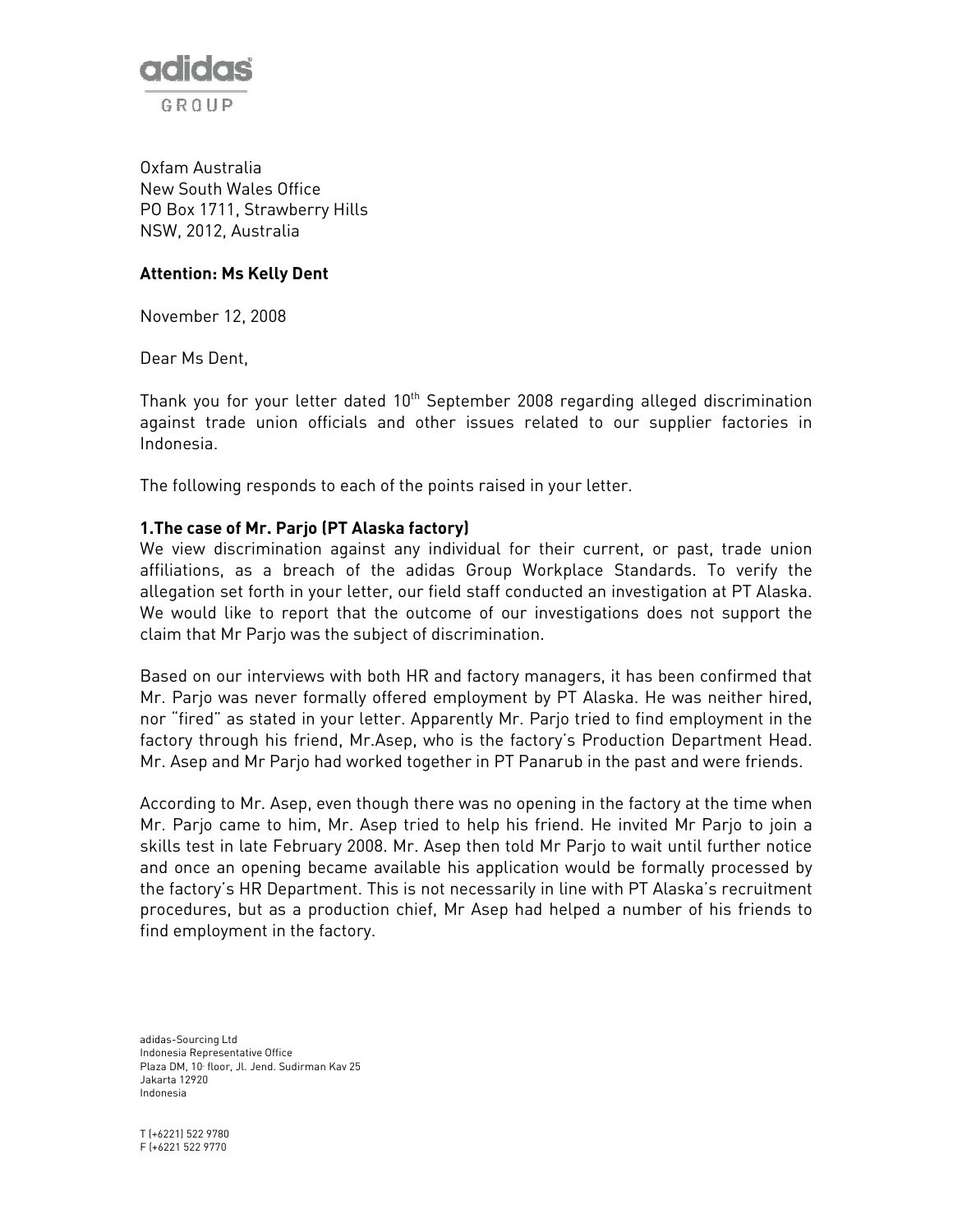adidas GROUP

Oxfam Australia
New South Wales Office
PO Box 1711, Strawberry Hills
NSW, 2012, Australia

**Attention: Ms Kelly Dent**

November 12, 2008

Dear Ms Dent,

Thank you for your letter dated 10th September 2008 regarding alleged discrimination against trade union officials and other issues related to our supplier factories in Indonesia.

The following responds to each of the points raised in your letter.

**1.The case of Mr. Parjo (PT Alaska factory)**

We view discrimination against any individual for their current, or past, trade union affiliations, as a breach of the adidas Group Workplace Standards. To verify the allegation set forth in your letter, our field staff conducted an investigation at PT Alaska. We would like to report that the outcome of our investigations does not support the claim that Mr Parjo was the subject of discrimination.

Based on our interviews with both HR and factory managers, it has been confirmed that Mr. Parjo was never formally offered employment by PT Alaska. He was neither hired, nor "fired" as stated in your letter. Apparently Mr. Parjo tried to find employment in the factory through his friend, Mr.Asep, who is the factory's Production Department Head. Mr. Asep and Mr Parjo had worked together in PT Panarub in the past and were friends.

According to Mr. Asep, even though there was no opening in the factory at the time when Mr. Parjo came to him, Mr. Asep tried to help his friend. He invited Mr Parjo to join a skills test in late February 2008. Mr. Asep then told Mr Parjo to wait until further notice and once an opening became available his application would be formally processed by the factory's HR Department. This is not necessarily in line with PT Alaska's recruitment procedures, but as a production chief, Mr Asep had helped a number of his friends to find employment in the factory.

adidas-Sourcing Ltd
Indonesia Representative Office
Plaza DM, 10 floor, Jl. Jend. Sudirman Kav 25
Jakarta 12920
Indonesia

T (+6221) 522 9780
F (+6221 522 9770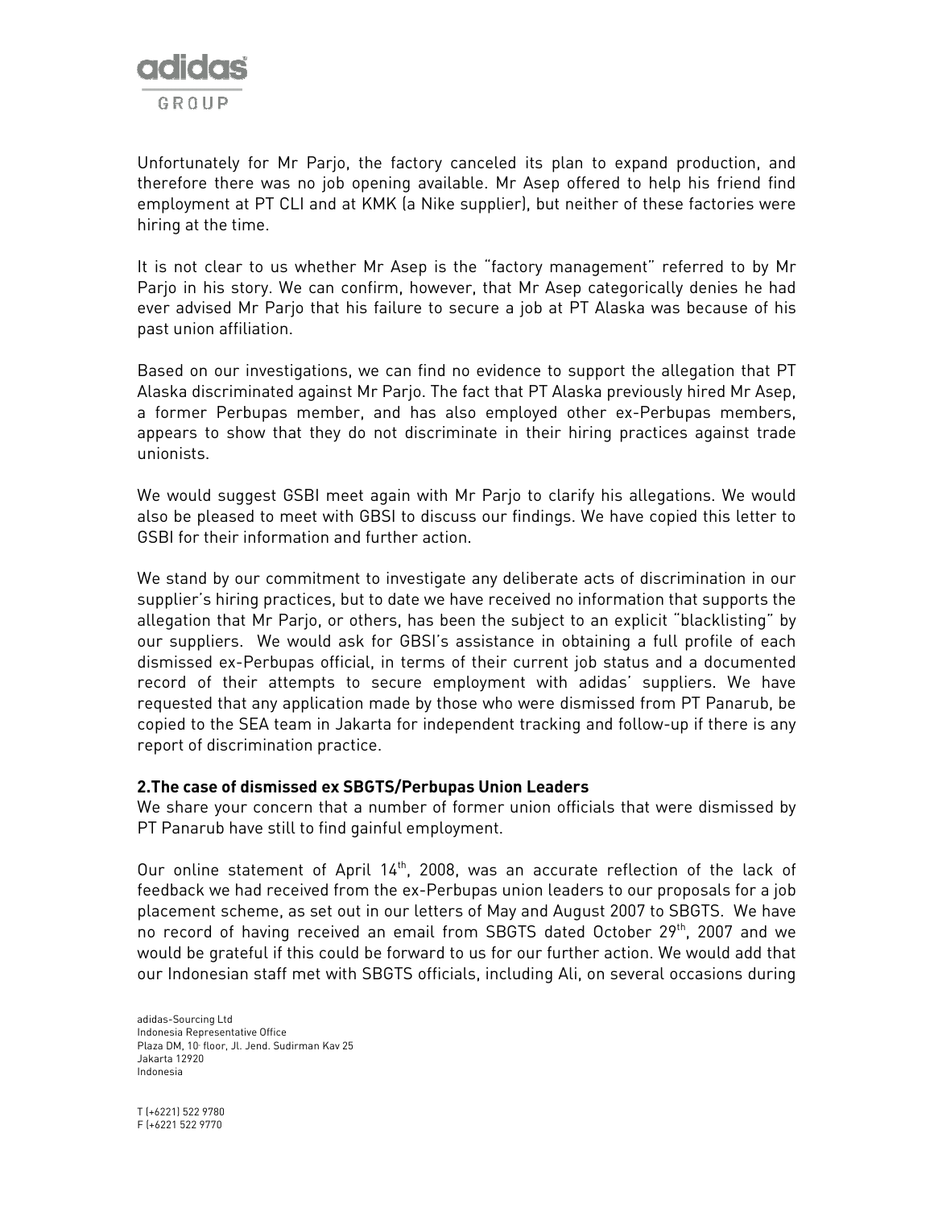Unfortunately for Mr Parjo, the factory canceled its plan to expand production, and therefore there was no job opening available. Mr Asep offered to help his friend find employment at PT CLI and at KMK (a Nike supplier), but neither of these factories were hiring at the time.

It is not clear to us whether Mr Asep is the "factory management" referred to by Mr Parjo in his story. We can confirm, however, that Mr Asep categorically denies he had ever advised Mr Parjo that his failure to secure a job at PT Alaska was because of his past union affiliation.

Based on our investigations, we can find no evidence to support the allegation that PT Alaska discriminated against Mr Parjo. The fact that PT Alaska previously hired Mr Asep, a former Perbupas member, and has also employed other ex-Perbupas members, appears to show that they do not discriminate in their hiring practices against trade unionists.

We would suggest GSBI meet again with Mr Parjo to clarify his allegations. We would also be pleased to meet with GBSI to discuss our findings. We have copied this letter to GSBI for their information and further action.

We stand by our commitment to investigate any deliberate acts of discrimination in our supplier's hiring practices, but to date we have received no information that supports the allegation that Mr Parjo, or others, has been the subject to an explicit "blacklisting" by our suppliers. We would ask for GBSI's assistance in obtaining a full profile of each dismissed ex-Perbupas official, in terms of their current job status and a documented record of their attempts to secure employment with adidas' suppliers. We have requested that any application made by those who were dismissed from PT Panarub, be copied to the SEA team in Jakarta for independent tracking and follow-up if there is any report of discrimination practice.

**2.The case of dismissed ex SBGTS/Perbupas Union Leaders**

We share your concern that a number of former union officials that were dismissed by PT Panarub have still to find gainful employment.

Our online statement of April 14th, 2008, was an accurate reflection of the lack of feedback we had received from the ex-Perbupas union leaders to our proposals for a job placement scheme, as set out in our letters of May and August 2007 to SBGTS. We have no record of having received an email from SBGTS dated October 29th, 2007 and we would be grateful if this could be forward to us for our further action. We would add that our Indonesian staff met with SBGTS officials, including Ali, on several occasions during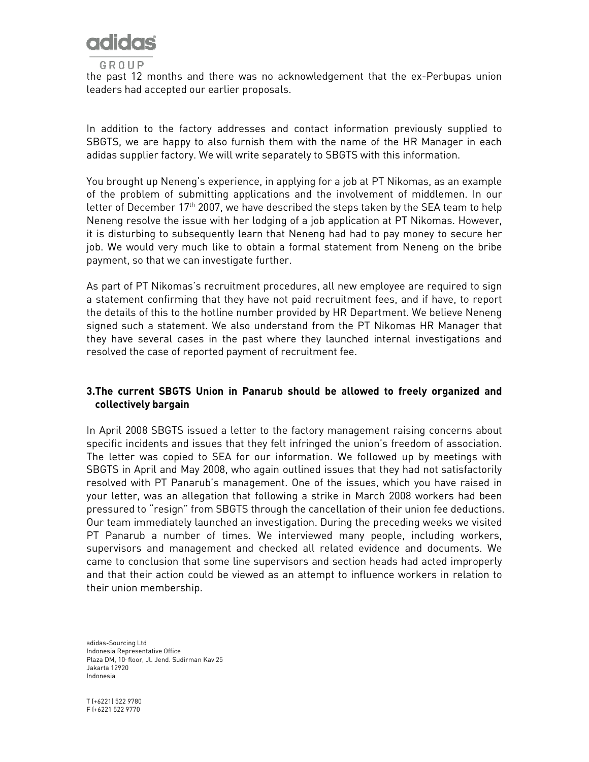the past 12 months and there was no acknowledgement that the ex-Perbupas union leaders had accepted our earlier proposals.

In addition to the factory addresses and contact information previously supplied to SBGTS, we are happy to also furnish them with the name of the HR Manager in each adidas supplier factory. We will write separately to SBGTS with this information.

You brought up Neneng's experience, in applying for a job at PT Nikomas, as an example of the problem of submitting applications and the involvement of middlemen. In our letter of December 17th 2007, we have described the steps taken by the SEA team to help Neneng resolve the issue with her lodging of a job application at PT Nikomas. However, it is disturbing to subsequently learn that Neneng had had to pay money to secure her job. We would very much like to obtain a formal statement from Neneng on the bribe payment, so that we can investigate further.

As part of PT Nikomas's recruitment procedures, all new employee are required to sign a statement confirming that they have not paid recruitment fees, and if have, to report the details of this to the hotline number provided by HR Department. We believe Neneng signed such a statement. We also understand from the PT Nikomas HR Manager that they have several cases in the past where they launched internal investigations and resolved the case of reported payment of recruitment fee.

### 3. The current SBGTS Union in Panarub should be allowed to freely organized and collectively bargain

In April 2008 SBGTS issued a letter to the factory management raising concerns about specific incidents and issues that they felt infringed the union's freedom of association. The letter was copied to SEA for our information. We followed up by meetings with SBGTS in April and May 2008, who again outlined issues that they had not satisfactorily resolved with PT Panarub's management. One of the issues, which you have raised in your letter, was an allegation that following a strike in March 2008 workers had been pressured to "resign" from SBGTS through the cancellation of their union fee deductions. Our team immediately launched an investigation. During the preceding weeks we visited PT Panarub a number of times. We interviewed many people, including workers, supervisors and management and checked all related evidence and documents. We came to conclusion that some line supervisors and section heads had acted improperly and that their action could be viewed as an attempt to influence workers in relation to their union membership.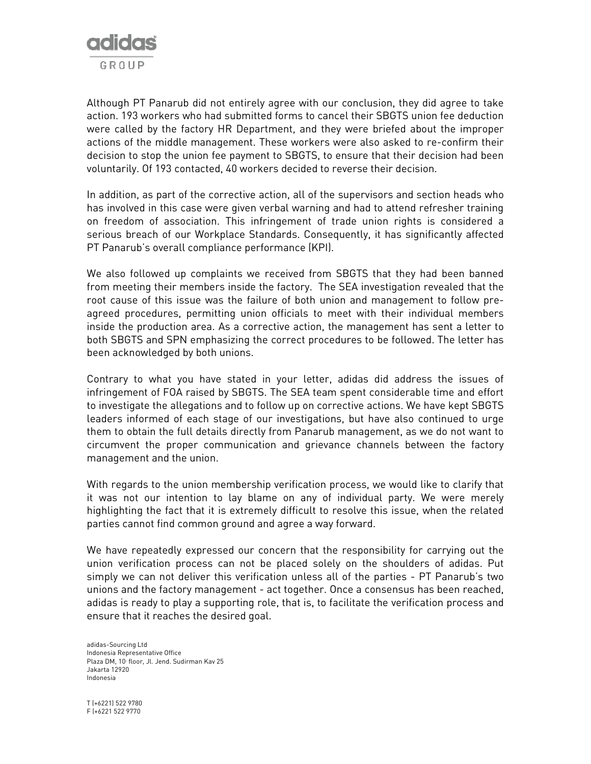Although PT Panarub did not entirely agree with our conclusion, they did agree to take action. 193 workers who had submitted forms to cancel their SBGTS union fee deduction were called by the factory HR Department, and they were briefed about the improper actions of the middle management. These workers were also asked to re-confirm their decision to stop the union fee payment to SBGTS, to ensure that their decision had been voluntarily. Of 193 contacted, 40 workers decided to reverse their decision.

In addition, as part of the corrective action, all of the supervisors and section heads who has involved in this case were given verbal warning and had to attend refresher training on freedom of association. This infringement of trade union rights is considered a serious breach of our Workplace Standards. Consequently, it has significantly affected PT Panarub's overall compliance performance (KPI).

We also followed up complaints we received from SBGTS that they had been banned from meeting their members inside the factory. The SEA investigation revealed that the root cause of this issue was the failure of both union and management to follow pre-agreed procedures, permitting union officials to meet with their individual members inside the production area. As a corrective action, the management has sent a letter to both SBGTS and SPN emphasizing the correct procedures to be followed. The letter has been acknowledged by both unions.

Contrary to what you have stated in your letter, adidas did address the issues of infringement of FOA raised by SBGTS. The SEA team spent considerable time and effort to investigate the allegations and to follow up on corrective actions. We have kept SBGTS leaders informed of each stage of our investigations, but have also continued to urge them to obtain the full details directly from Panarub management, as we do not want to circumvent the proper communication and grievance channels between the factory management and the union.

With regards to the union membership verification process, we would like to clarify that it was not our intention to lay blame on any of individual party. We were merely highlighting the fact that it is extremely difficult to resolve this issue, when the related parties cannot find common ground and agree a way forward.

We have repeatedly expressed our concern that the responsibility for carrying out the union verification process can not be placed solely on the shoulders of adidas. Put simply we can not deliver this verification unless all of the parties - PT Panarub's two unions and the factory management - act together. Once a consensus has been reached, adidas is ready to play a supporting role, that is, to facilitate the verification process and ensure that it reaches the desired goal.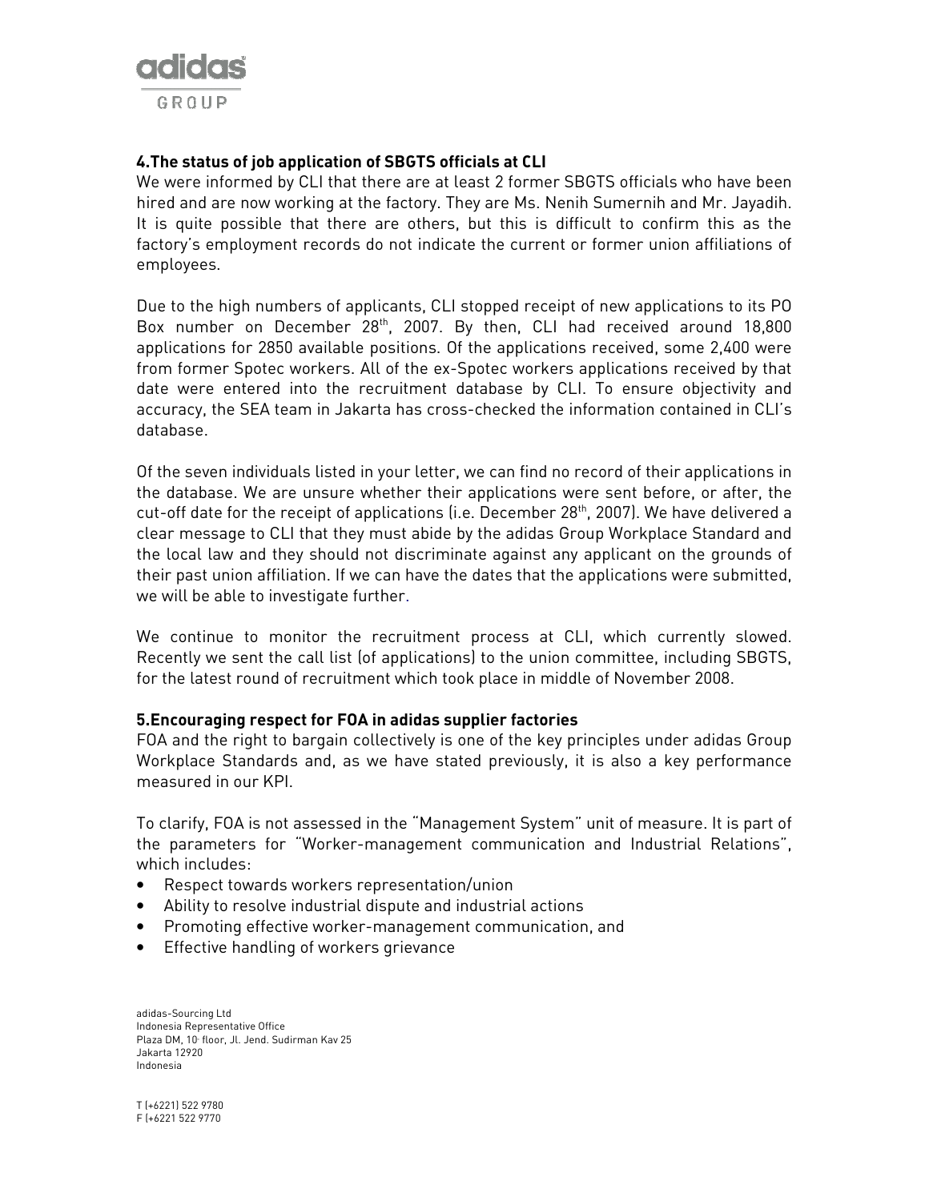### 4.The status of job application of SBGTS officials at CLI

We were informed by CLI that there are at least 2 former SBGTS officials who have been hired and are now working at the factory. They are Ms. Nenih Sumernih and Mr. Jayadih. It is quite possible that there are others, but this is difficult to confirm this as the factory's employment records do not indicate the current or former union affiliations of employees.

Due to the high numbers of applicants, CLI stopped receipt of new applications to its PO Box number on December 28th, 2007. By then, CLI had received around 18,800 applications for 2850 available positions. Of the applications received, some 2,400 were from former Spotec workers. All of the ex-Spotec workers applications received by that date were entered into the recruitment database by CLI. To ensure objectivity and accuracy, the SEA team in Jakarta has cross-checked the information contained in CLI's database.

Of the seven individuals listed in your letter, we can find no record of their applications in the database. We are unsure whether their applications were sent before, or after, the cut-off date for the receipt of applications (i.e. December 28th, 2007). We have delivered a clear message to CLI that they must abide by the adidas Group Workplace Standard and the local law and they should not discriminate against any applicant on the grounds of their past union affiliation. If we can have the dates that the applications were submitted, we will be able to investigate further.

We continue to monitor the recruitment process at CLI, which currently slowed. Recently we sent the call list (of applications) to the union committee, including SBGTS, for the latest round of recruitment which took place in middle of November 2008.

### 5.Encouraging respect for FOA in adidas supplier factories

FOA and the right to bargain collectively is one of the key principles under adidas Group Workplace Standards and, as we have stated previously, it is also a key performance measured in our KPI.

To clarify, FOA is not assessed in the "Management System" unit of measure. It is part of the parameters for "Worker-management communication and Industrial Relations", which includes:

- Respect towards workers representation/union
- Ability to resolve industrial dispute and industrial actions
- Promoting effective worker-management communication, and
- Effective handling of workers grievance

adidas-Sourcing Ltd
Indonesia Representative Office
Plaza DM, 10 floor, Jl. Jend. Sudirman Kav 25
Jakarta 12920
Indonesia

T (+6221) 522 9780
F (+6221 522 9770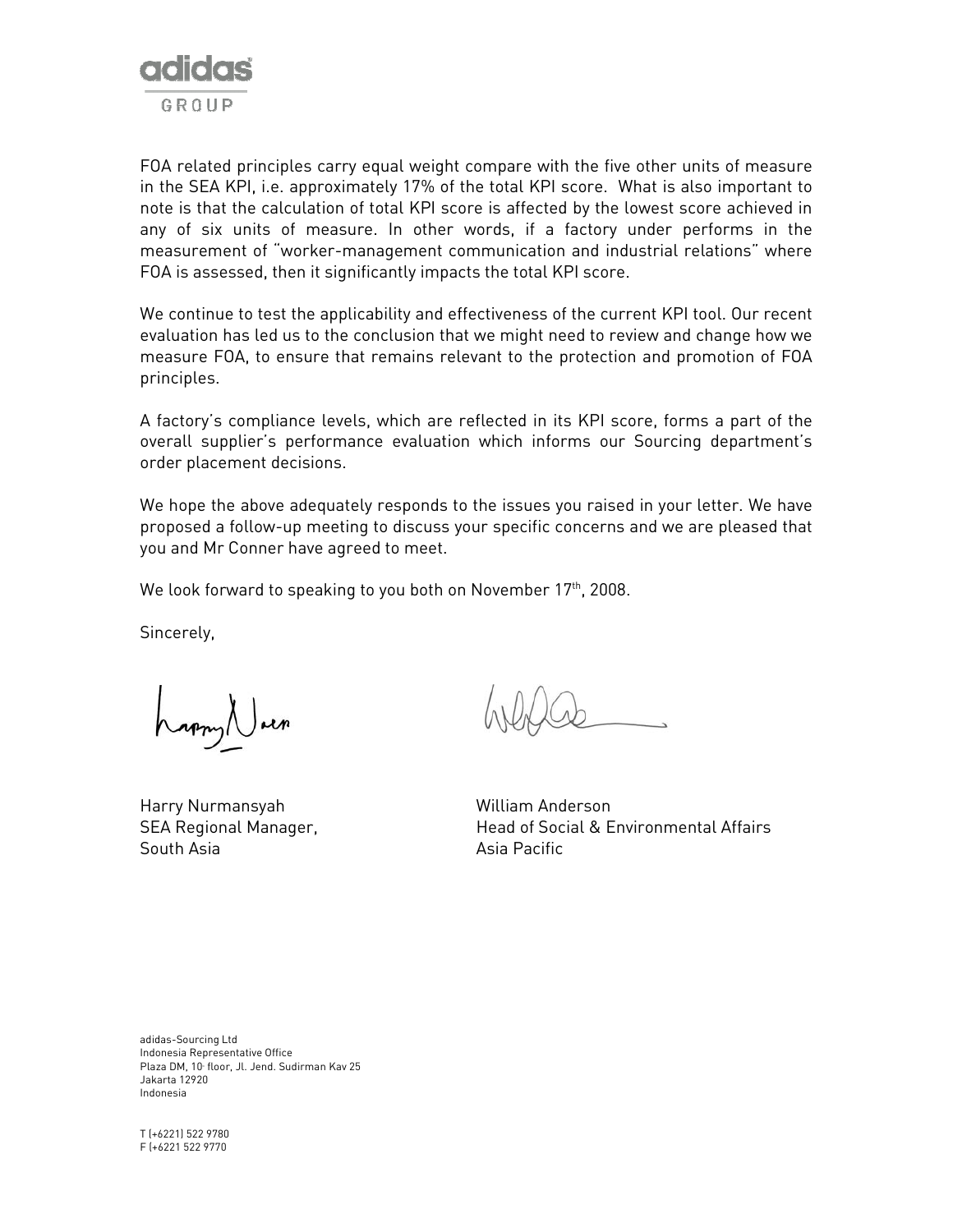adidas
GROUP

FOA related principles carry equal weight compare with the five other units of measure in the SEA KPI, i.e. approximately 17% of the total KPI score. What is also important to note is that the calculation of total KPI score is affected by the lowest score achieved in any of six units of measure. In other words, if a factory under performs in the measurement of "worker-management communication and industrial relations" where FOA is assessed, then it significantly impacts the total KPI score.

We continue to test the applicability and effectiveness of the current KPI tool. Our recent evaluation has led us to the conclusion that we might need to review and change how we measure FOA, to ensure that remains relevant to the protection and promotion of FOA principles.

A factory's compliance levels, which are reflected in its KPI score, forms a part of the overall supplier's performance evaluation which informs our Sourcing department's order placement decisions.

We hope the above adequately responds to the issues you raised in your letter. We have proposed a follow-up meeting to discuss your specific concerns and we are pleased that you and Mr Conner have agreed to meet.

We look forward to speaking to you both on November 17th, 2008.

Sincerely,

Harry Nurmansyah
SEA Regional Manager,
South Asia

William Anderson
Head of Social & Environmental Affairs
Asia Pacific

adidas-Sourcing Ltd
Indonesia Representative Office
Plaza DM, 10 floor, Jl. Jend. Sudirman Kav 25
Jakarta 12920
Indonesia

T (+6221) 522 9780
F (+6221 522 9770